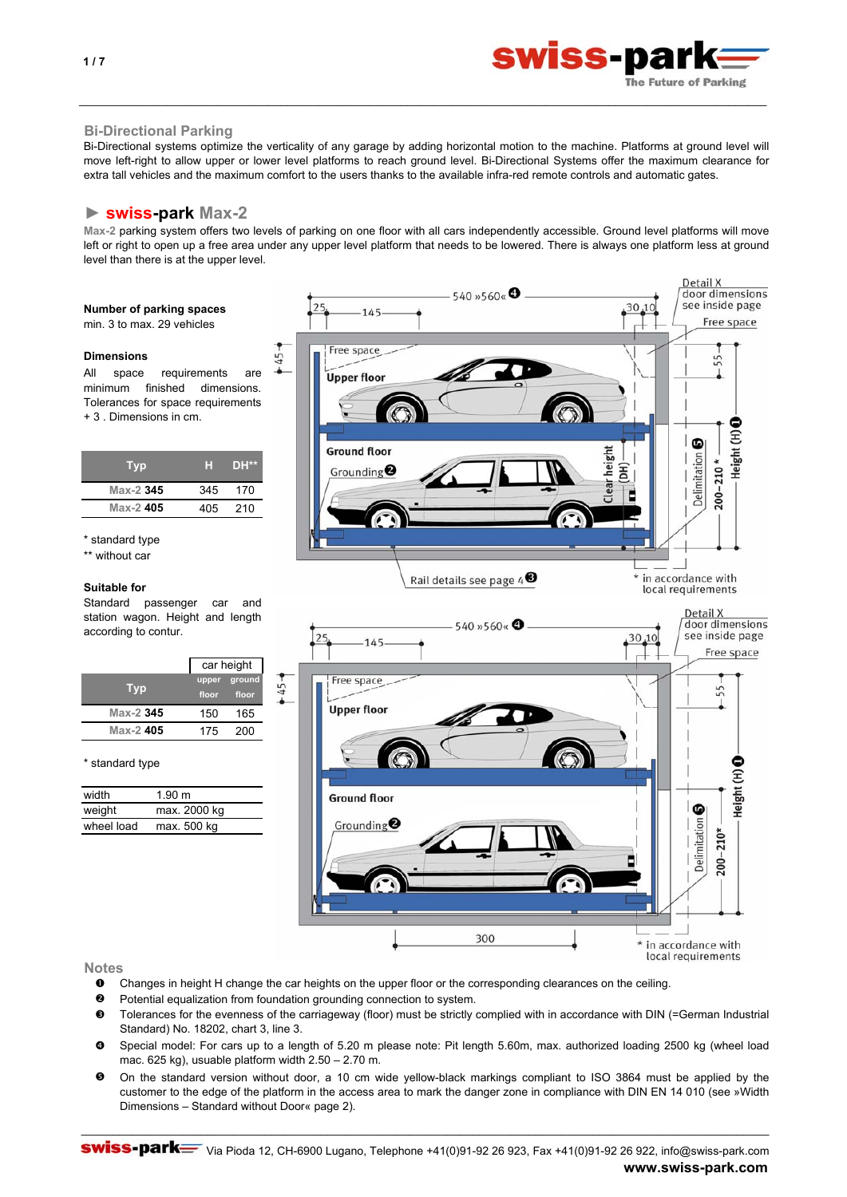## Bi-Directional Parking

Bi-Directional systems optimize the verticality of any garage by adding horizontal motion to the machine. Platforms at ground level will move left-right to allow upper or lower level platforms to reach ground level. Bi-Directional Systems offer the maximum clearance for extra tall vehicles and the maximum comfort to the users thanks to the available infra-red remote controls and automatic gates.

## ► swiss-park Max-2

Max-2 parking system offers two levels of parking on one floor with all cars independently accessible. Ground level platforms will move left or right to open up a free area under any upper level platform that needs to be lowered. There is always one platform less at ground level than there is at the upper level.

**Number of parking spaces**
min. 3 to max. 29 vehicles

**Dimensions**
All space requirements are minimum finished dimensions. Tolerances for space requirements + 3 . Dimensions in cm.

| Typ | H | DH** |
|---|---|---|
| Max-2 **345** | 345 | 170 |
| Max-2 **405** | 405 | 210 |

\* standard type
\** without car

**Suitable for**
Standard passenger car and station wagon. Height and length according to contur.

| Typ | car height upper floor | car height ground floor |
|---|---|---|
| Max-2 **345** | 150 | 165 |
| Max-2 **405** | 175 | 200 |

\* standard type

| | |
|---|---|
| width | 1.90 m |
| weight | max. 2000 kg |
| wheel load | max. 500 kg |

## Notes

- ❶ Changes in height H change the car heights on the upper floor or the corresponding clearances on the ceiling.
- ❷ Potential equalization from foundation grounding connection to system.
- ❸ Tolerances for the evenness of the carriageway (floor) must be strictly complied with in accordance with DIN (=German Industrial Standard) No. 18202, chart 3, line 3.
- ❹ Special model: For cars up to a length of 5.20 m please note: Pit length 5.60m, max. authorized loading 2500 kg (wheel load mac. 625 kg), usuable platform width 2.50 – 2.70 m.
- ❺ On the standard version without door, a 10 cm wide yellow-black markings compliant to ISO 3864 must be applied by the customer to the edge of the platform in the access area to mark the danger zone in compliance with DIN EN 14 010 (see »Width Dimensions – Standard without Door« page 2).

swiss-park Via Pioda 12, CH-6900 Lugano, Telephone +41(0)91-92 26 923, Fax +41(0)91-92 26 922, info@swiss-park.com
**www.swiss-park.com**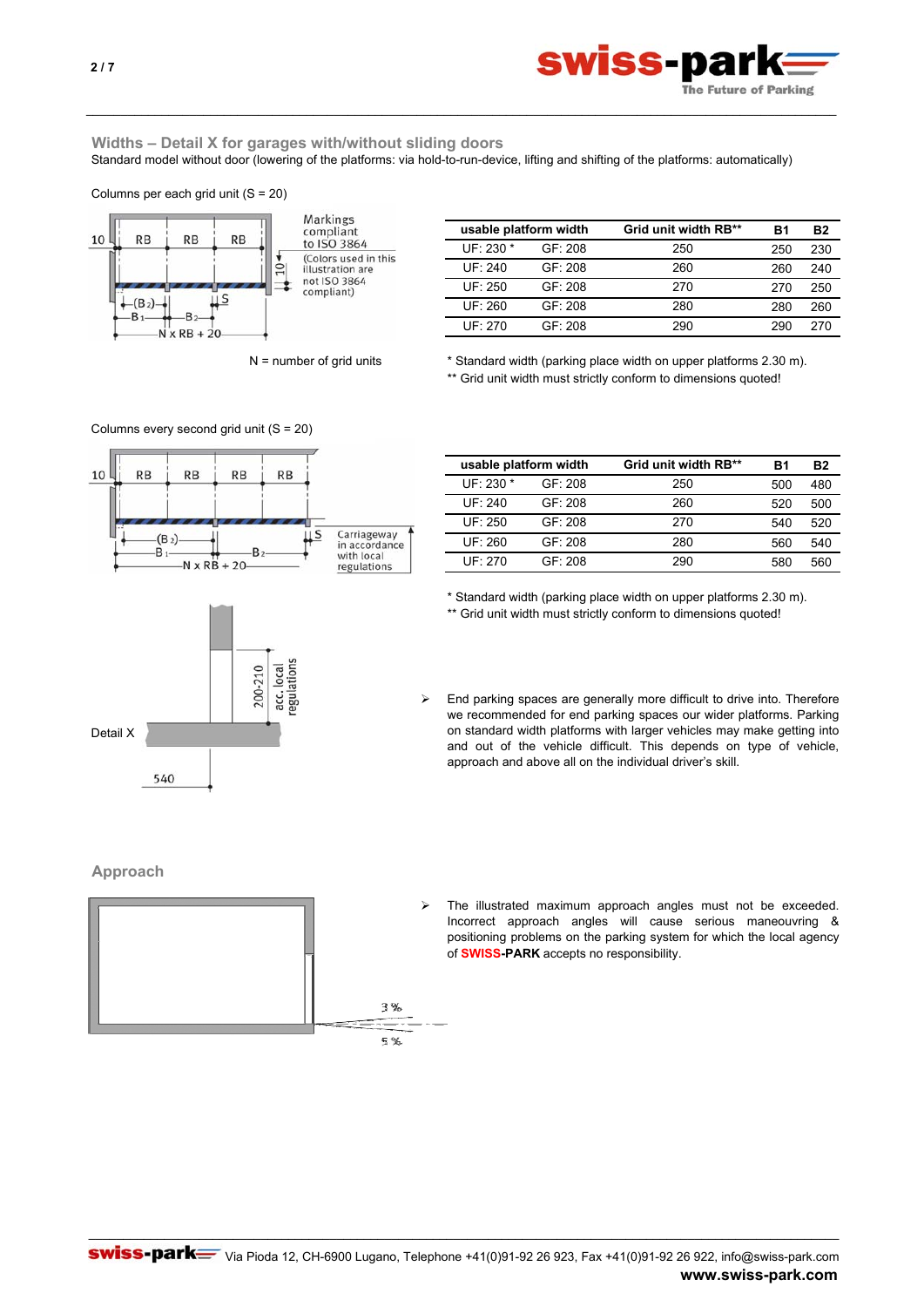## Widths – Detail X for garages with/without sliding doors

Standard model without door (lowering of the platforms: via hold-to-run-device, lifting and shifting of the platforms: automatically)

Columns per each grid unit (S = 20)

Markings compliant to ISO 3864 (Colors used in this illustration are not ISO 3864 compliant)

N = number of grid units

| usable platform width | | Grid unit width RB** | B1 | B2 |
|---|---|---|---|---|
| UF: 230 * | GF: 208 | 250 | 250 | 230 |
| UF: 240 | GF: 208 | 260 | 260 | 240 |
| UF: 250 | GF: 208 | 270 | 270 | 250 |
| UF: 260 | GF: 208 | 280 | 280 | 260 |
| UF: 270 | GF: 208 | 290 | 290 | 270 |

\* Standard width (parking place width on upper platforms 2.30 m).
** Grid unit width must strictly conform to dimensions quoted!

Columns every second grid unit (S = 20)

Carriageway in accordance with local regulations

| usable platform width | | Grid unit width RB** | B1 | B2 |
|---|---|---|---|---|
| UF: 230 * | GF: 208 | 250 | 500 | 480 |
| UF: 240 | GF: 208 | 260 | 520 | 500 |
| UF: 250 | GF: 208 | 270 | 540 | 520 |
| UF: 260 | GF: 208 | 280 | 560 | 540 |
| UF: 270 | GF: 208 | 290 | 580 | 560 |

\* Standard width (parking place width on upper platforms 2.30 m).
** Grid unit width must strictly conform to dimensions quoted!

Detail X

- End parking spaces are generally more difficult to drive into. Therefore we recommended for end parking spaces our wider platforms. Parking on standard width platforms with larger vehicles may make getting into and out of the vehicle difficult. This depends on type of vehicle, approach and above all on the individual driver's skill.

## Approach

- The illustrated maximum approach angles must not be exceeded. Incorrect approach angles will cause serious maneouvring & positioning problems on the parking system for which the local agency of **SWISS-PARK** accepts no responsibility.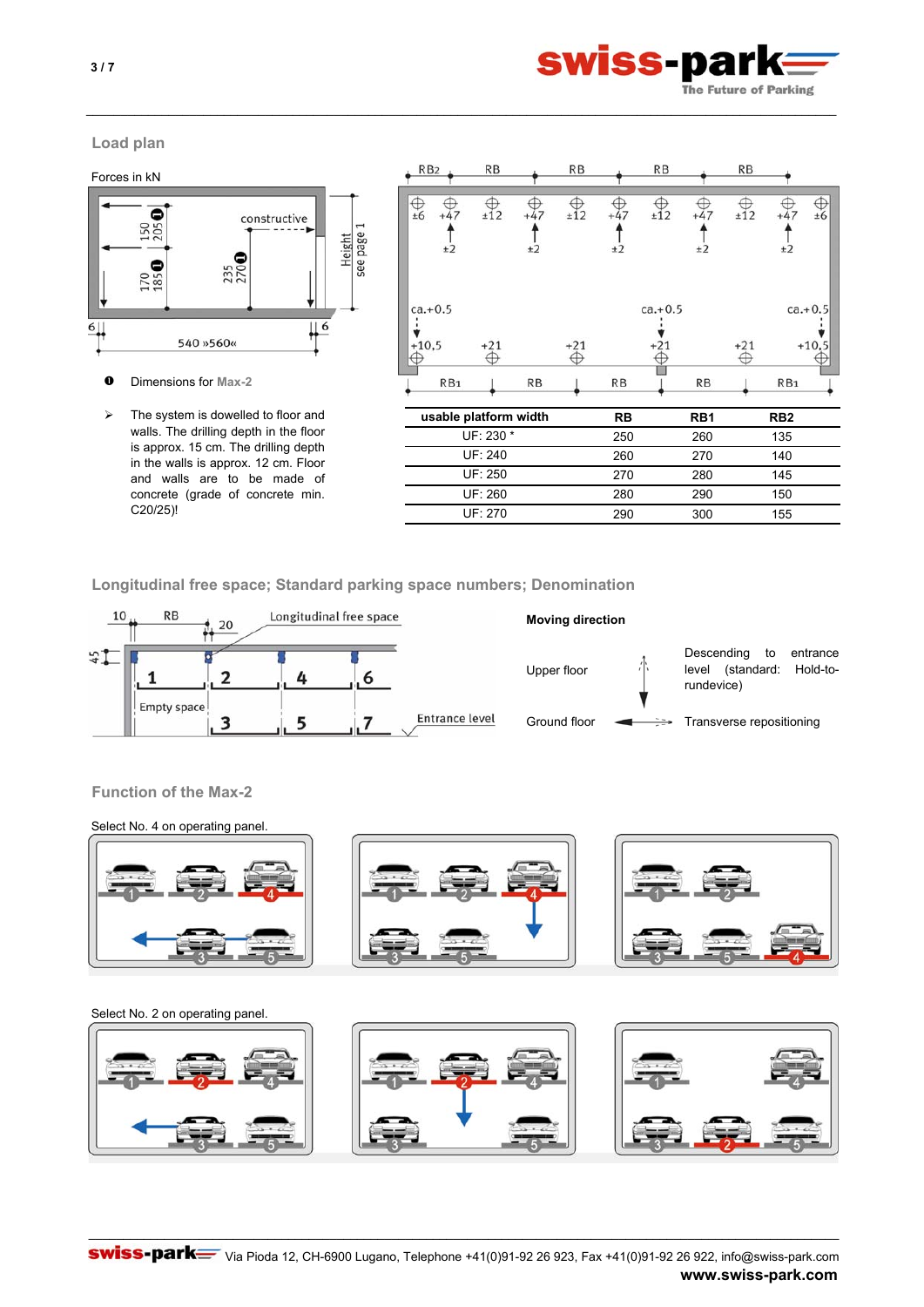## Load plan

Forces in kN

❶ Dimensions for Max-2

➢ The system is dowelled to floor and walls. The drilling depth in the floor is approx. 15 cm. The drilling depth in the walls is approx. 12 cm. Floor and walls are to be made of concrete (grade of concrete min. C20/25)!

| usable platform width | RB | RB1 | RB2 |
|---|---|---|---|
| UF: 230 * | 250 | 260 | 135 |
| UF: 240 | 260 | 270 | 140 |
| UF: 250 | 270 | 280 | 145 |
| UF: 260 | 280 | 290 | 150 |
| UF: 270 | 290 | 300 | 155 |

## Longitudinal free space; Standard parking space numbers; Denomination

**Moving direction**

Upper floor — Descending to entrance level (standard: Hold-to-rundevice)

Ground floor — Transverse repositioning

## Function of the Max-2

Select No. 4 on operating panel.

Select No. 2 on operating panel.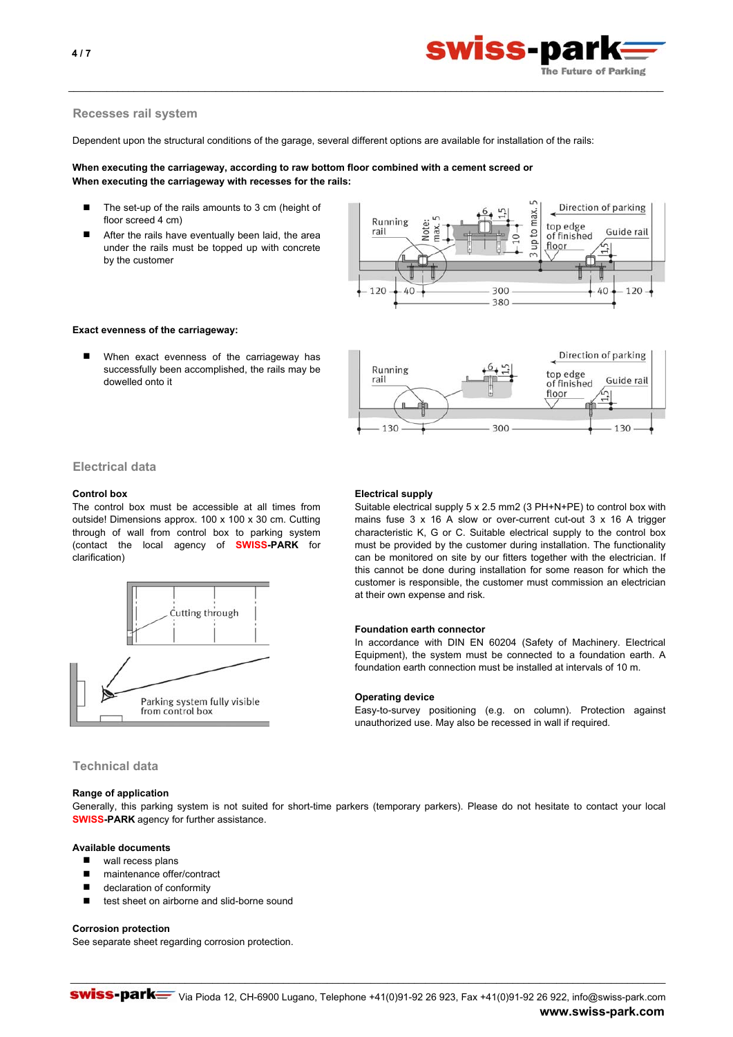## Recesses rail system

Dependent upon the structural conditions of the garage, several different options are available for installation of the rails:

**When executing the carriageway, according to raw bottom floor combined with a cement screed or**
**When executing the carriageway with recesses for the rails:**

- The set-up of the rails amounts to 3 cm (height of floor screed 4 cm)
- After the rails have eventually been laid, the area under the rails must be topped up with concrete by the customer

**Exact evenness of the carriageway:**

- When exact evenness of the carriageway has successfully been accomplished, the rails may be dowelled onto it

## Electrical data

### Control box

The control box must be accessible at all times from outside! Dimensions approx. 100 x 100 x 30 cm. Cutting through of wall from control box to parking system (contact the local agency of **SWISS-PARK** for clarification)

### Electrical supply

Suitable electrical supply 5 x 2.5 mm2 (3 PH+N+PE) to control box with mains fuse 3 x 16 A slow or over-current cut-out 3 x 16 A trigger characteristic K, G or C. Suitable electrical supply to the control box must be provided by the customer during installation. The functionality can be monitored on site by our fitters together with the electrician. If this cannot be done during installation for some reason for which the customer is responsible, the customer must commission an electrician at their own expense and risk.

### Foundation earth connector

In accordance with DIN EN 60204 (Safety of Machinery. Electrical Equipment), the system must be connected to a foundation earth. A foundation earth connection must be installed at intervals of 10 m.

### Operating device

Easy-to-survey positioning (e.g. on column). Protection against unauthorized use. May also be recessed in wall if required.

## Technical data

### Range of application

Generally, this parking system is not suited for short-time parkers (temporary parkers). Please do not hesitate to contact your local **SWISS-PARK** agency for further assistance.

### Available documents

- wall recess plans
- maintenance offer/contract
- declaration of conformity
- test sheet on airborne and slid-borne sound

### Corrosion protection

See separate sheet regarding corrosion protection.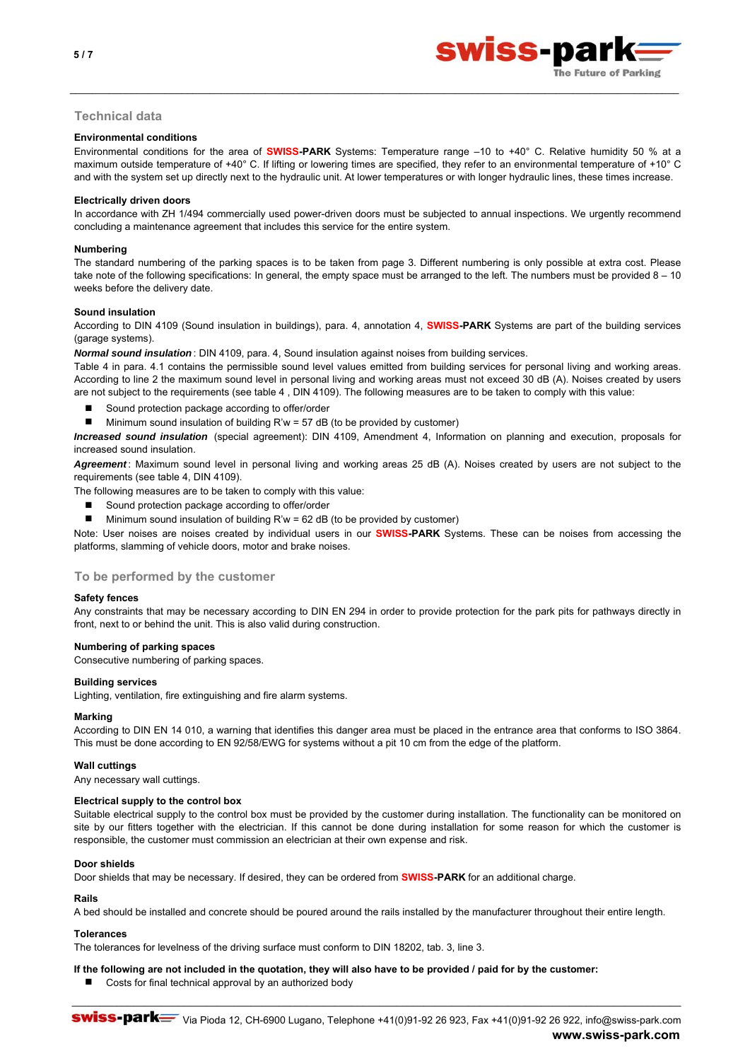## Technical data

### Environmental conditions

Environmental conditions for the area of **SWISS-PARK** Systems: Temperature range –10 to +40° C. Relative humidity 50 % at a maximum outside temperature of +40° C. If lifting or lowering times are specified, they refer to an environmental temperature of +10° C and with the system set up directly next to the hydraulic unit. At lower temperatures or with longer hydraulic lines, these times increase.

### Electrically driven doors

In accordance with ZH 1/494 commercially used power-driven doors must be subjected to annual inspections. We urgently recommend concluding a maintenance agreement that includes this service for the entire system.

### Numbering

The standard numbering of the parking spaces is to be taken from page 3. Different numbering is only possible at extra cost. Please take note of the following specifications: In general, the empty space must be arranged to the left. The numbers must be provided 8 – 10 weeks before the delivery date.

### Sound insulation

According to DIN 4109 (Sound insulation in buildings), para. 4, annotation 4, **SWISS-PARK** Systems are part of the building services (garage systems).

***Normal sound insulation*** : DIN 4109, para. 4, Sound insulation against noises from building services.

Table 4 in para. 4.1 contains the permissible sound level values emitted from building services for personal living and working areas. According to line 2 the maximum sound level in personal living and working areas must not exceed 30 dB (A). Noises created by users are not subject to the requirements (see table 4 , DIN 4109). The following measures are to be taken to comply with this value:

- Sound protection package according to offer/order
- Minimum sound insulation of building R'w = 57 dB (to be provided by customer)

***Increased sound insulation*** (special agreement): DIN 4109, Amendment 4, Information on planning and execution, proposals for increased sound insulation.

***Agreement*** : Maximum sound level in personal living and working areas 25 dB (A). Noises created by users are not subject to the requirements (see table 4, DIN 4109).

The following measures are to be taken to comply with this value:

- Sound protection package according to offer/order
- Minimum sound insulation of building R'w = 62 dB (to be provided by customer)

Note: User noises are noises created by individual users in our **SWISS-PARK** Systems. These can be noises from accessing the platforms, slamming of vehicle doors, motor and brake noises.

## To be performed by the customer

### Safety fences

Any constraints that may be necessary according to DIN EN 294 in order to provide protection for the park pits for pathways directly in front, next to or behind the unit. This is also valid during construction.

### Numbering of parking spaces

Consecutive numbering of parking spaces.

### Building services

Lighting, ventilation, fire extinguishing and fire alarm systems.

### Marking

According to DIN EN 14 010, a warning that identifies this danger area must be placed in the entrance area that conforms to ISO 3864. This must be done according to EN 92/58/EWG for systems without a pit 10 cm from the edge of the platform.

### Wall cuttings

Any necessary wall cuttings.

### Electrical supply to the control box

Suitable electrical supply to the control box must be provided by the customer during installation. The functionality can be monitored on site by our fitters together with the electrician. If this cannot be done during installation for some reason for which the customer is responsible, the customer must commission an electrician at their own expense and risk.

### Door shields

Door shields that may be necessary. If desired, they can be ordered from **SWISS-PARK** for an additional charge.

### Rails

A bed should be installed and concrete should be poured around the rails installed by the manufacturer throughout their entire length.

### Tolerances

The tolerances for levelness of the driving surface must conform to DIN 18202, tab. 3, line 3.

**If the following are not included in the quotation, they will also have to be provided / paid for by the customer:**

- Costs for final technical approval by an authorized body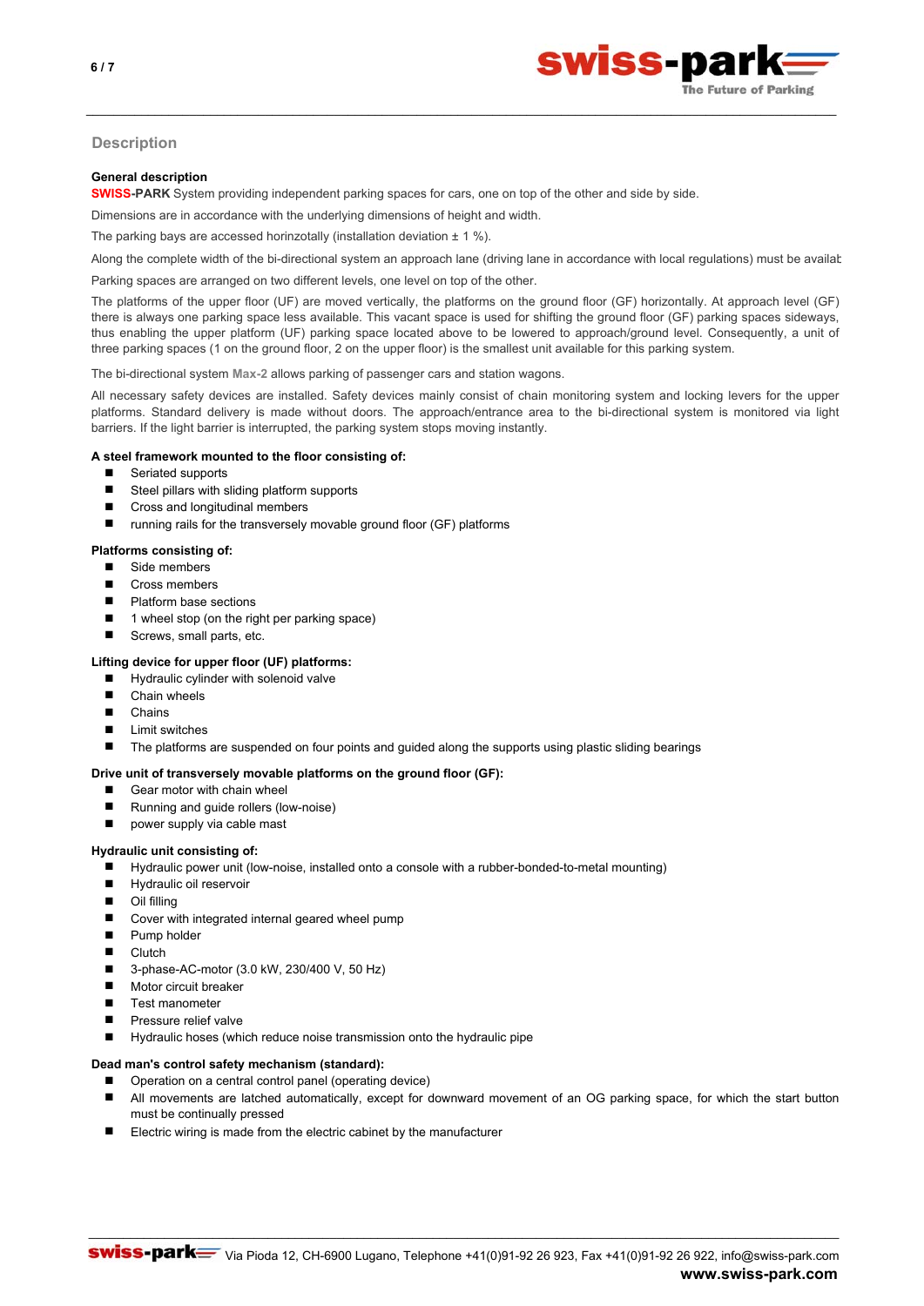## Description

**General description**

**SWISS-PARK** System providing independent parking spaces for cars, one on top of the other and side by side.

Dimensions are in accordance with the underlying dimensions of height and width.

The parking bays are accessed horinzotally (installation deviation ± 1 %).

Along the complete width of the bi-directional system an approach lane (driving lane in accordance with local regulations) must be availab

Parking spaces are arranged on two different levels, one level on top of the other.

The platforms of the upper floor (UF) are moved vertically, the platforms on the ground floor (GF) horizontally. At approach level (GF) there is always one parking space less available. This vacant space is used for shifting the ground floor (GF) parking spaces sideways, thus enabling the upper platform (UF) parking space located above to be lowered to approach/ground level. Consequently, a unit of three parking spaces (1 on the ground floor, 2 on the upper floor) is the smallest unit available for this parking system.

The bi-directional system **Max-2** allows parking of passenger cars and station wagons.

All necessary safety devices are installed. Safety devices mainly consist of chain monitoring system and locking levers for the upper platforms. Standard delivery is made without doors. The approach/entrance area to the bi-directional system is monitored via light barriers. If the light barrier is interrupted, the parking system stops moving instantly.

**A steel framework mounted to the floor consisting of:**

- Seriated supports
- Steel pillars with sliding platform supports
- Cross and longitudinal members
- running rails for the transversely movable ground floor (GF) platforms

**Platforms consisting of:**

- Side members
- Cross members
- Platform base sections
- 1 wheel stop (on the right per parking space)
- Screws, small parts, etc.

**Lifting device for upper floor (UF) platforms:**

- Hydraulic cylinder with solenoid valve
- Chain wheels
- Chains
- Limit switches
- The platforms are suspended on four points and guided along the supports using plastic sliding bearings

**Drive unit of transversely movable platforms on the ground floor (GF):**

- Gear motor with chain wheel
- Running and guide rollers (low-noise)
- power supply via cable mast

**Hydraulic unit consisting of:**

- Hydraulic power unit (low-noise, installed onto a console with a rubber-bonded-to-metal mounting)
- Hydraulic oil reservoir
- Oil filling
- Cover with integrated internal geared wheel pump
- Pump holder
- Clutch
- 3-phase-AC-motor (3.0 kW, 230/400 V, 50 Hz)
- Motor circuit breaker
- Test manometer
- Pressure relief valve
- Hydraulic hoses (which reduce noise transmission onto the hydraulic pipe

**Dead man's control safety mechanism (standard):**

- Operation on a central control panel (operating device)
- All movements are latched automatically, except for downward movement of an OG parking space, for which the start button must be continually pressed
- Electric wiring is made from the electric cabinet by the manufacturer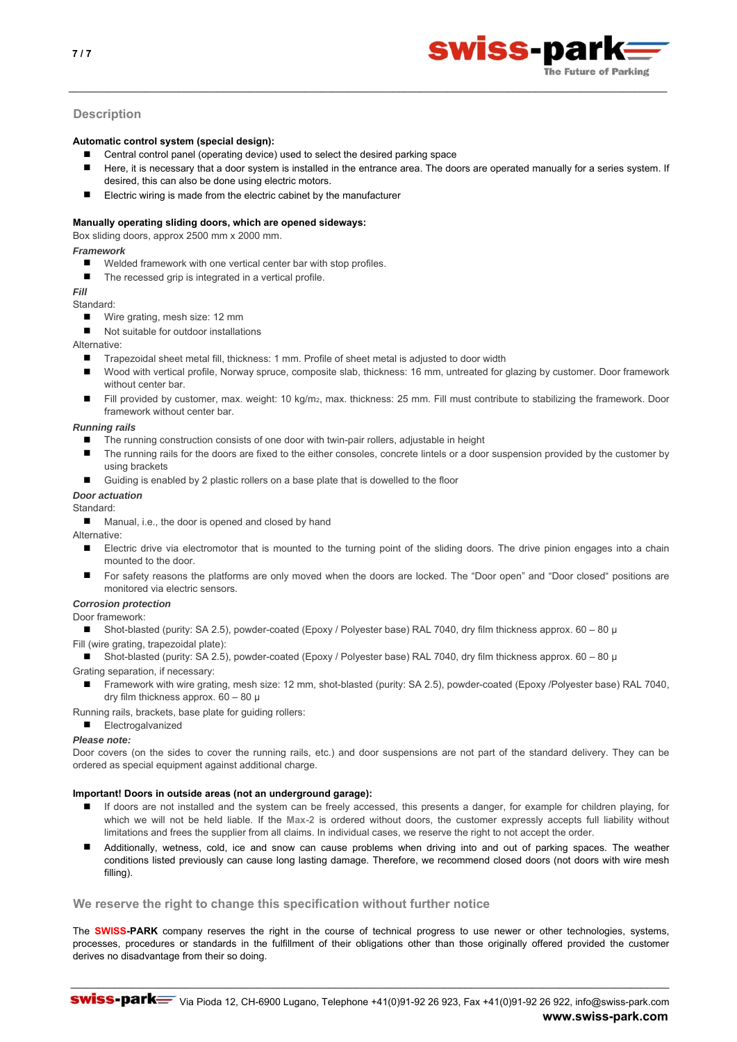## Description

**Automatic control system (special design):**

- Central control panel (operating device) used to select the desired parking space
- Here, it is necessary that a door system is installed in the entrance area. The doors are operated manually for a series system. If desired, this can also be done using electric motors.
- Electric wiring is made from the electric cabinet by the manufacturer

**Manually operating sliding doors, which are opened sideways:**

Box sliding doors, approx 2500 mm x 2000 mm.

***Framework***

- Welded framework with one vertical center bar with stop profiles.
- The recessed grip is integrated in a vertical profile.

***Fill***

Standard:

- Wire grating, mesh size: 12 mm
- Not suitable for outdoor installations

Alternative:

- Trapezoidal sheet metal fill, thickness: 1 mm. Profile of sheet metal is adjusted to door width
- Wood with vertical profile, Norway spruce, composite slab, thickness: 16 mm, untreated for glazing by customer. Door framework without center bar.
- Fill provided by customer, max. weight: 10 kg/m$_2$, max. thickness: 25 mm. Fill must contribute to stabilizing the framework. Door framework without center bar.

***Running rails***

- The running construction consists of one door with twin-pair rollers, adjustable in height
- The running rails for the doors are fixed to the either consoles, concrete lintels or a door suspension provided by the customer by using brackets
- Guiding is enabled by 2 plastic rollers on a base plate that is dowelled to the floor

***Door actuation***

Standard:

- Manual, i.e., the door is opened and closed by hand

Alternative:

- Electric drive via electromotor that is mounted to the turning point of the sliding doors. The drive pinion engages into a chain mounted to the door.
- For safety reasons the platforms are only moved when the doors are locked. The “Door open” and “Door closed“ positions are monitored via electric sensors.

***Corrosion protection***

Door framework:

- Shot-blasted (purity: SA 2.5), powder-coated (Epoxy / Polyester base) RAL 7040, dry film thickness approx. 60 – 80 µ

Fill (wire grating, trapezoidal plate):

- Shot-blasted (purity: SA 2.5), powder-coated (Epoxy / Polyester base) RAL 7040, dry film thickness approx. 60 – 80 µ

Grating separation, if necessary:

- Framework with wire grating, mesh size: 12 mm, shot-blasted (purity: SA 2.5), powder-coated (Epoxy /Polyester base) RAL 7040, dry film thickness approx. 60 – 80 µ

Running rails, brackets, base plate for guiding rollers:

- Electrogalvanized

***Please note:***

Door covers (on the sides to cover the running rails, etc.) and door suspensions are not part of the standard delivery. They can be ordered as special equipment against additional charge.

**Important! Doors in outside areas (not an underground garage):**

- If doors are not installed and the system can be freely accessed, this presents a danger, for example for children playing, for which we will not be held liable. If the **Max-2** is ordered without doors, the customer expressly accepts full liability without limitations and frees the supplier from all claims. In individual cases, we reserve the right to not accept the order.
- Additionally, wetness, cold, ice and snow can cause problems when driving into and out of parking spaces. The weather conditions listed previously can cause long lasting damage. Therefore, we recommend closed doors (not doors with wire mesh filling).

## We reserve the right to change this specification without further notice

The **SWISS-PARK** company reserves the right in the course of technical progress to use newer or other technologies, systems, processes, procedures or standards in the fulfillment of their obligations other than those originally offered provided the customer derives no disadvantage from their so doing.